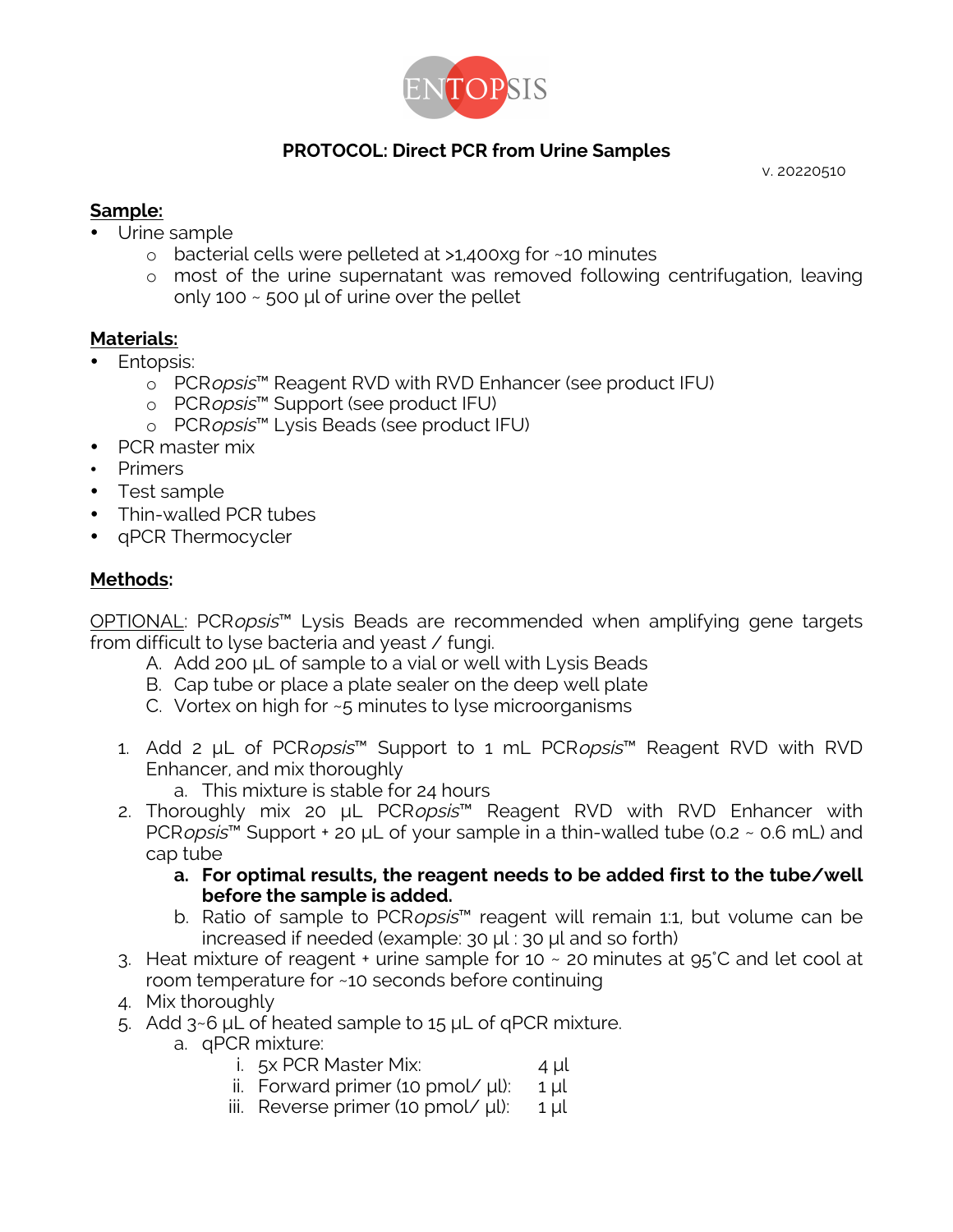ENTOPSIS

# PROTOCOL: Direct PCR from Urine Samples

v. 20220510

**Sample:**

- Urine sample
  - bacterial cells were pelleted at >1,400xg for ~10 minutes
  - most of the urine supernatant was removed following centrifugation, leaving only 100 ~ 500 µl of urine over the pellet

**Materials:**

- Entopsis:
  - PCR*opsis*™ Reagent RVD with RVD Enhancer (see product IFU)
  - PCR*opsis*™ Support (see product IFU)
  - PCR*opsis*™ Lysis Beads (see product IFU)
- PCR master mix
- Primers
- Test sample
- Thin-walled PCR tubes
- qPCR Thermocycler

**Methods:**

OPTIONAL: PCR*opsis*™ Lysis Beads are recommended when amplifying gene targets from difficult to lyse bacteria and yeast / fungi.

A. Add 200 µL of sample to a vial or well with Lysis Beads
B. Cap tube or place a plate sealer on the deep well plate
C. Vortex on high for ~5 minutes to lyse microorganisms

1. Add 2 µL of PCR*opsis*™ Support to 1 mL PCR*opsis*™ Reagent RVD with RVD Enhancer, and mix thoroughly
   a. This mixture is stable for 24 hours
2. Thoroughly mix 20 µL PCR*opsis*™ Reagent RVD with RVD Enhancer with PCR*opsis*™ Support + 20 µL of your sample in a thin-walled tube (0.2 ~ 0.6 mL) and cap tube
   a. **For optimal results, the reagent needs to be added first to the tube/well before the sample is added.**
   b. Ratio of sample to PCR*opsis*™ reagent will remain 1:1, but volume can be increased if needed (example: 30 µl : 30 µl and so forth)
3. Heat mixture of reagent + urine sample for 10 ~ 20 minutes at 95˚C and let cool at room temperature for ~10 seconds before continuing
4. Mix thoroughly
5. Add 3~6 µL of heated sample to 15 µL of qPCR mixture.
   a. qPCR mixture:
      i. 5x PCR Master Mix: 4 µl
      ii. Forward primer (10 pmol/ µl): 1 µl
      iii. Reverse primer (10 pmol/ µl): 1 µl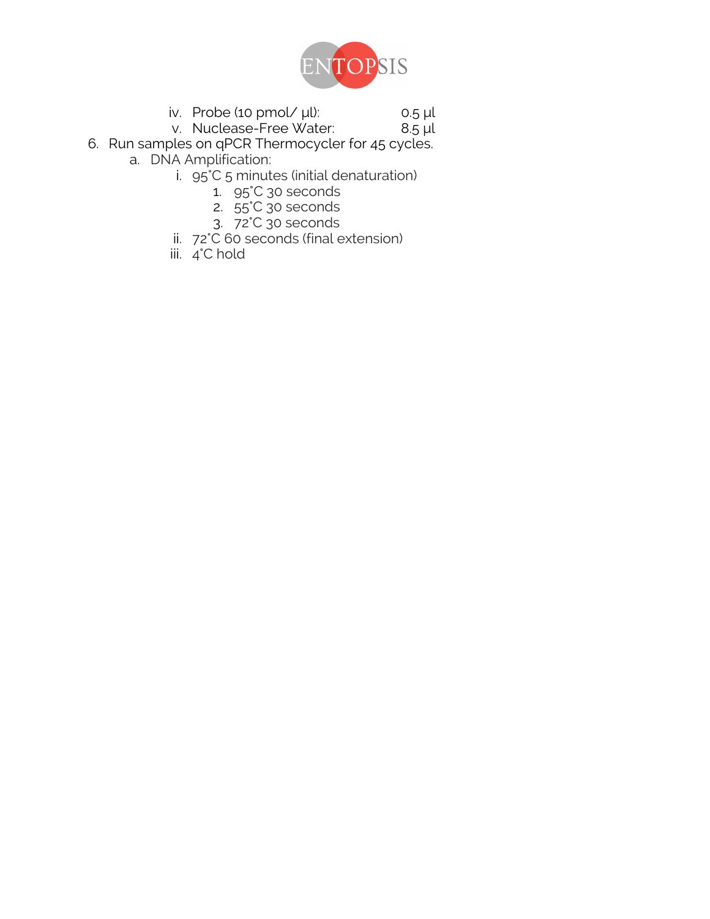- iv. Probe (10 pmol/ µl): 0.5 µl
- v. Nuclease-Free Water: 8.5 µl

6. Run samples on qPCR Thermocycler for 45 cycles.
   - a. DNA Amplification:
     - i. 95˚C 5 minutes (initial denaturation)
       1. 95˚C 30 seconds
       2. 55˚C 30 seconds
       3. 72˚C 30 seconds
     - ii. 72˚C 60 seconds (final extension)
     - iii. 4˚C hold